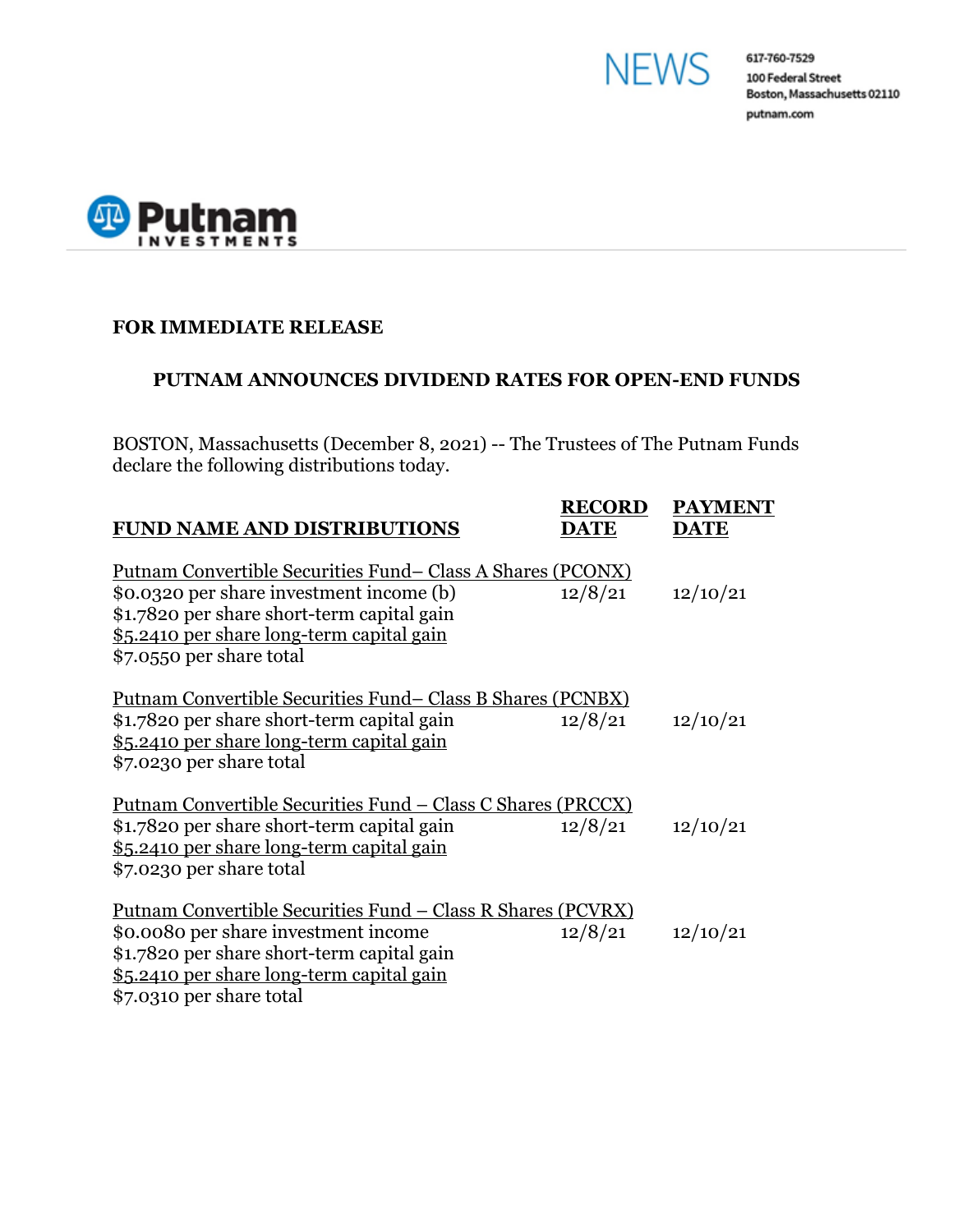NEWS

617-760-7529
100 Federal Street
Boston, Massachusetts 02110
putnam.com

Putnam INVESTMENTS

**FOR IMMEDIATE RELEASE**

## PUTNAM ANNOUNCES DIVIDEND RATES FOR OPEN-END FUNDS

BOSTON, Massachusetts (December 8, 2021) -- The Trustees of The Putnam Funds declare the following distributions today.

| FUND NAME AND DISTRIBUTIONS | RECORD DATE | PAYMENT DATE |
|---|---|---|
| Putnam Convertible Securities Fund– Class A Shares (PCONX) | | |
| $0.0320 per share investment income (b) | 12/8/21 | 12/10/21 |
| $1.7820 per share short-term capital gain | | |
| $5.2410 per share long-term capital gain | | |
| $7.0550 per share total | | |
| Putnam Convertible Securities Fund– Class B Shares (PCNBX) | | |
| $1.7820 per share short-term capital gain | 12/8/21 | 12/10/21 |
| $5.2410 per share long-term capital gain | | |
| $7.0230 per share total | | |
| Putnam Convertible Securities Fund – Class C Shares (PRCCX) | | |
| $1.7820 per share short-term capital gain | 12/8/21 | 12/10/21 |
| $5.2410 per share long-term capital gain | | |
| $7.0230 per share total | | |
| Putnam Convertible Securities Fund – Class R Shares (PCVRX) | | |
| $0.0080 per share investment income | 12/8/21 | 12/10/21 |
| $1.7820 per share short-term capital gain | | |
| $5.2410 per share long-term capital gain | | |
| $7.0310 per share total | | |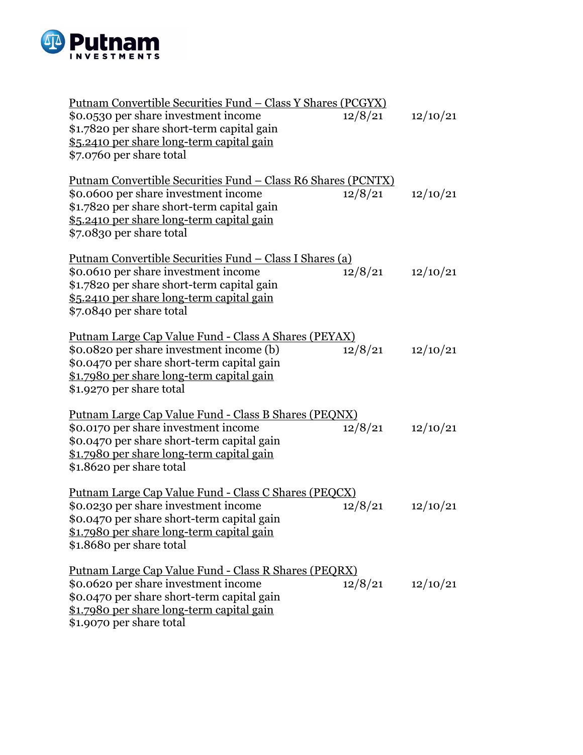Putnam Convertible Securities Fund – Class Y Shares (PCGYX)

| | | |
|---|---|---|
| $0.0530 per share investment income | 12/8/21 | 12/10/21 |
| $1.7820 per share short-term capital gain | | |
| $5.2410 per share long-term capital gain | | |
| $7.0760 per share total | | |

Putnam Convertible Securities Fund – Class R6 Shares (PCNTX)

| | | |
|---|---|---|
| $0.0600 per share investment income | 12/8/21 | 12/10/21 |
| $1.7820 per share short-term capital gain | | |
| $5.2410 per share long-term capital gain | | |
| $7.0830 per share total | | |

Putnam Convertible Securities Fund – Class I Shares (a)

| | | |
|---|---|---|
| $0.0610 per share investment income | 12/8/21 | 12/10/21 |
| $1.7820 per share short-term capital gain | | |
| $5.2410 per share long-term capital gain | | |
| $7.0840 per share total | | |

Putnam Large Cap Value Fund - Class A Shares (PEYAX)

| | | |
|---|---|---|
| $0.0820 per share investment income (b) | 12/8/21 | 12/10/21 |
| $0.0470 per share short-term capital gain | | |
| $1.7980 per share long-term capital gain | | |
| $1.9270 per share total | | |

Putnam Large Cap Value Fund - Class B Shares (PEQNX)

| | | |
|---|---|---|
| $0.0170 per share investment income | 12/8/21 | 12/10/21 |
| $0.0470 per share short-term capital gain | | |
| $1.7980 per share long-term capital gain | | |
| $1.8620 per share total | | |

Putnam Large Cap Value Fund - Class C Shares (PEQCX)

| | | |
|---|---|---|
| $0.0230 per share investment income | 12/8/21 | 12/10/21 |
| $0.0470 per share short-term capital gain | | |
| $1.7980 per share long-term capital gain | | |
| $1.8680 per share total | | |

Putnam Large Cap Value Fund - Class R Shares (PEQRX)

| | | |
|---|---|---|
| $0.0620 per share investment income | 12/8/21 | 12/10/21 |
| $0.0470 per share short-term capital gain | | |
| $1.7980 per share long-term capital gain | | |
| $1.9070 per share total | | |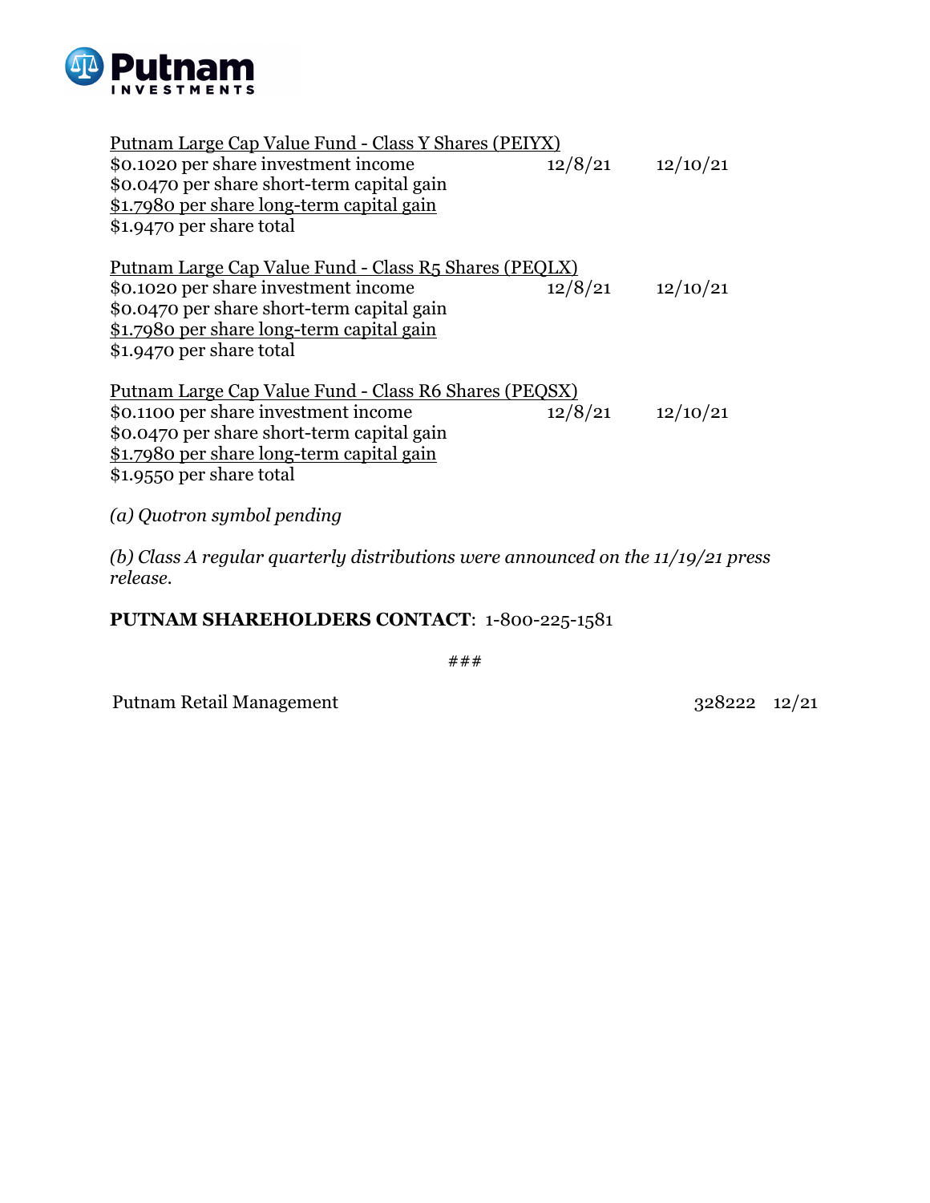Putnam Investments

Putnam Large Cap Value Fund - Class Y Shares (PEIYX)
$0.1020 per share investment income 12/8/21 12/10/21
$0.0470 per share short-term capital gain
$1.7980 per share long-term capital gain
$1.9470 per share total

Putnam Large Cap Value Fund - Class R5 Shares (PEQLX)
$0.1020 per share investment income 12/8/21 12/10/21
$0.0470 per share short-term capital gain
$1.7980 per share long-term capital gain
$1.9470 per share total

Putnam Large Cap Value Fund - Class R6 Shares (PEQSX)
$0.1100 per share investment income 12/8/21 12/10/21
$0.0470 per share short-term capital gain
$1.7980 per share long-term capital gain
$1.9550 per share total

*(a) Quotron symbol pending*

*(b) Class A regular quarterly distributions were announced on the 11/19/21 press release.*

**PUTNAM SHAREHOLDERS CONTACT**: 1-800-225-1581

###

Putnam Retail Management 328222 12/21